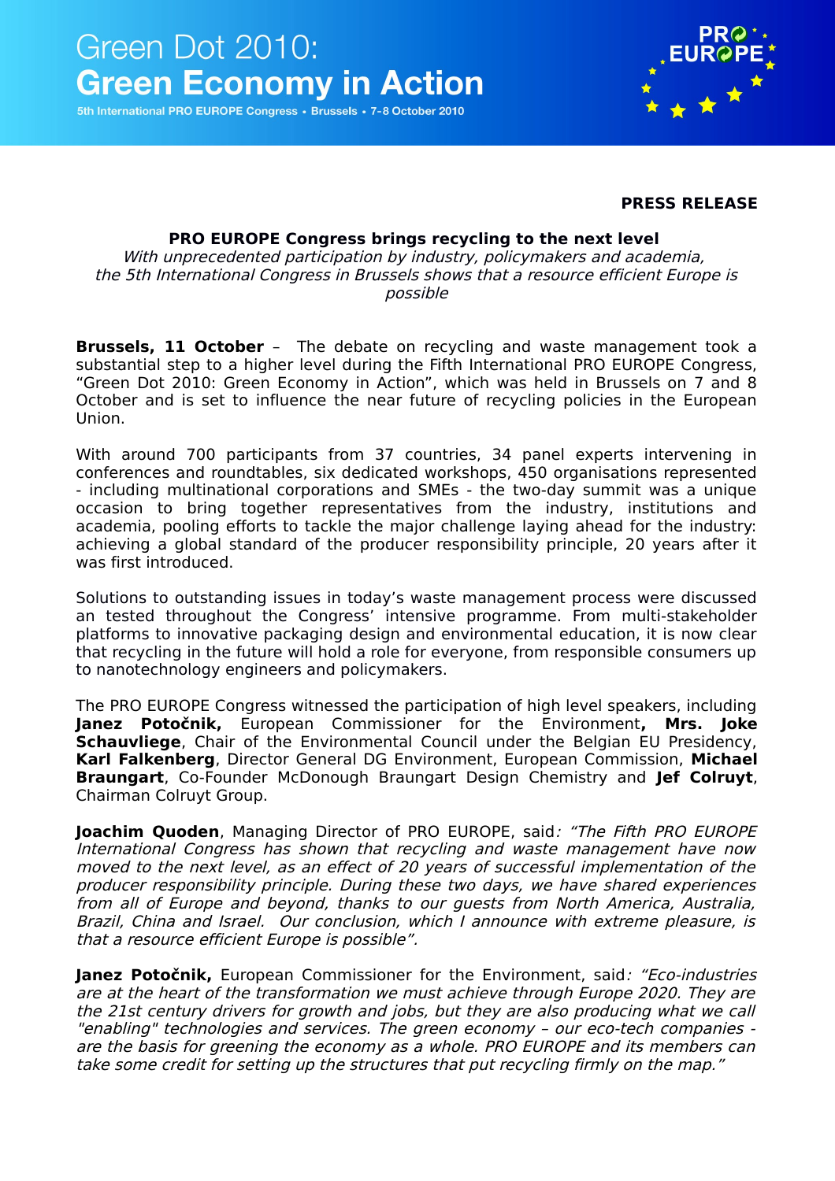# Green Dot 2010: Green Economy in Action

5th International PRO EUROPE Congress • Brussels • 7-8 October 2010

**PRESS RELEASE**

**PRO EUROPE Congress brings recycling to the next level**

*With unprecedented participation by industry, policymakers and academia, the 5th International Congress in Brussels shows that a resource efficient Europe is possible*

**Brussels, 11 October** – The debate on recycling and waste management took a substantial step to a higher level during the Fifth International PRO EUROPE Congress, "Green Dot 2010: Green Economy in Action", which was held in Brussels on 7 and 8 October and is set to influence the near future of recycling policies in the European Union.

With around 700 participants from 37 countries, 34 panel experts intervening in conferences and roundtables, six dedicated workshops, 450 organisations represented - including multinational corporations and SMEs - the two-day summit was a unique occasion to bring together representatives from the industry, institutions and academia, pooling efforts to tackle the major challenge laying ahead for the industry: achieving a global standard of the producer responsibility principle, 20 years after it was first introduced.

Solutions to outstanding issues in today's waste management process were discussed an tested throughout the Congress' intensive programme. From multi-stakeholder platforms to innovative packaging design and environmental education, it is now clear that recycling in the future will hold a role for everyone, from responsible consumers up to nanotechnology engineers and policymakers.

The PRO EUROPE Congress witnessed the participation of high level speakers, including **Janez Potočnik,** European Commissioner for the Environment**, Mrs. Joke Schauvliege**, Chair of the Environmental Council under the Belgian EU Presidency, **Karl Falkenberg**, Director General DG Environment, European Commission, **Michael Braungart**, Co-Founder McDonough Braungart Design Chemistry and **Jef Colruyt**, Chairman Colruyt Group.

**Joachim Quoden**, Managing Director of PRO EUROPE, said*: "The Fifth PRO EUROPE International Congress has shown that recycling and waste management have now moved to the next level, as an effect of 20 years of successful implementation of the producer responsibility principle. During these two days, we have shared experiences from all of Europe and beyond, thanks to our guests from North America, Australia, Brazil, China and Israel. Our conclusion, which I announce with extreme pleasure, is that a resource efficient Europe is possible".*

**Janez Potočnik,** European Commissioner for the Environment, said*: "Eco-industries are at the heart of the transformation we must achieve through Europe 2020. They are the 21st century drivers for growth and jobs, but they are also producing what we call "enabling" technologies and services. The green economy – our eco-tech companies - are the basis for greening the economy as a whole. PRO EUROPE and its members can take some credit for setting up the structures that put recycling firmly on the map."*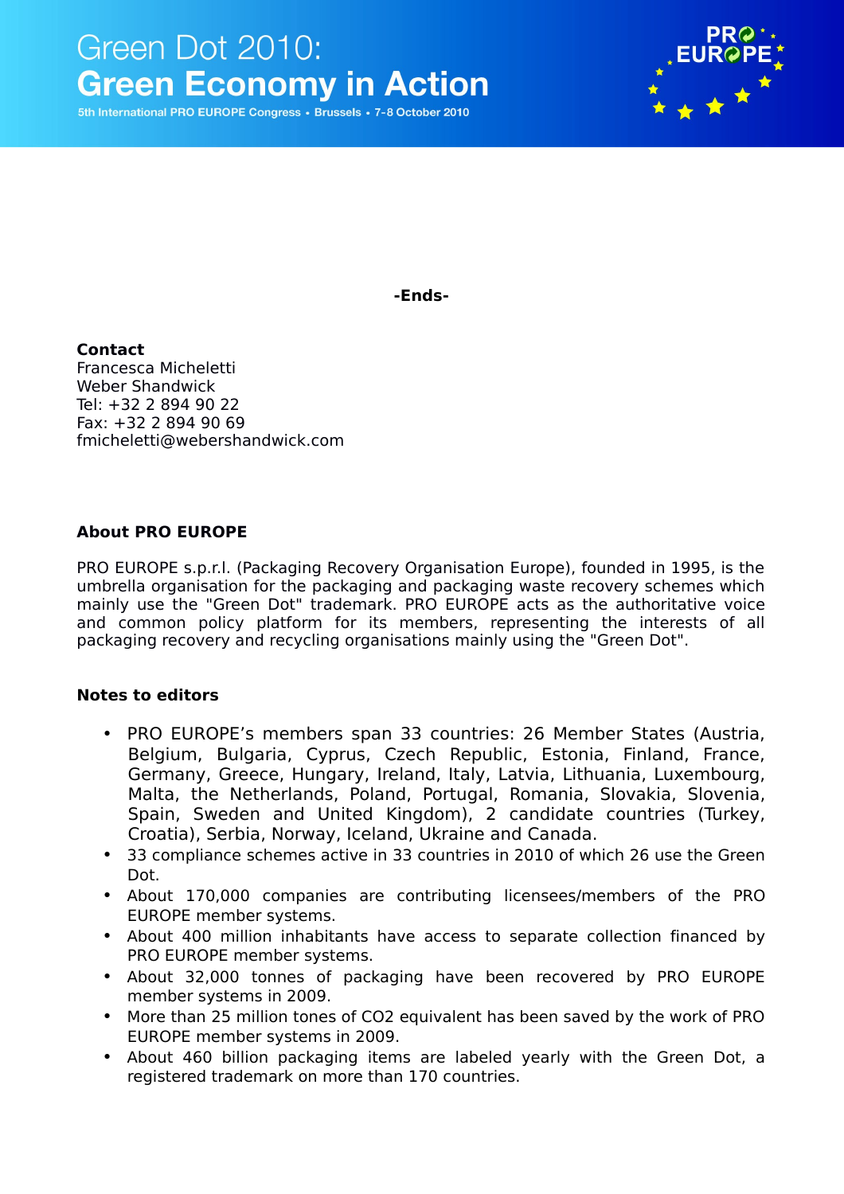**-Ends-**

**Contact**
Francesca Micheletti
Weber Shandwick
Tel: +32 2 894 90 22
Fax: +32 2 894 90 69
fmicheletti@webershandwick.com

**About PRO EUROPE**

PRO EUROPE s.p.r.l. (Packaging Recovery Organisation Europe), founded in 1995, is the umbrella organisation for the packaging and packaging waste recovery schemes which mainly use the "Green Dot" trademark. PRO EUROPE acts as the authoritative voice and common policy platform for its members, representing the interests of all packaging recovery and recycling organisations mainly using the "Green Dot".

**Notes to editors**

- PRO EUROPE's members span 33 countries: 26 Member States (Austria, Belgium, Bulgaria, Cyprus, Czech Republic, Estonia, Finland, France, Germany, Greece, Hungary, Ireland, Italy, Latvia, Lithuania, Luxembourg, Malta, the Netherlands, Poland, Portugal, Romania, Slovakia, Slovenia, Spain, Sweden and United Kingdom), 2 candidate countries (Turkey, Croatia), Serbia, Norway, Iceland, Ukraine and Canada.
- 33 compliance schemes active in 33 countries in 2010 of which 26 use the Green Dot.
- About 170,000 companies are contributing licensees/members of the PRO EUROPE member systems.
- About 400 million inhabitants have access to separate collection financed by PRO EUROPE member systems.
- About 32,000 tonnes of packaging have been recovered by PRO EUROPE member systems in 2009.
- More than 25 million tones of $CO_2$ equivalent has been saved by the work of PRO EUROPE member systems in 2009.
- About 460 billion packaging items are labeled yearly with the Green Dot, a registered trademark on more than 170 countries.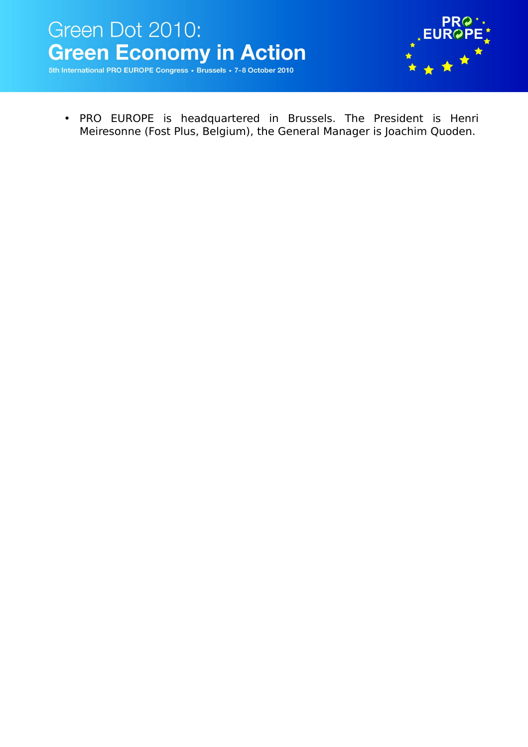- PRO EUROPE is headquartered in Brussels. The President is Henri Meiresonne (Fost Plus, Belgium), the General Manager is Joachim Quoden.